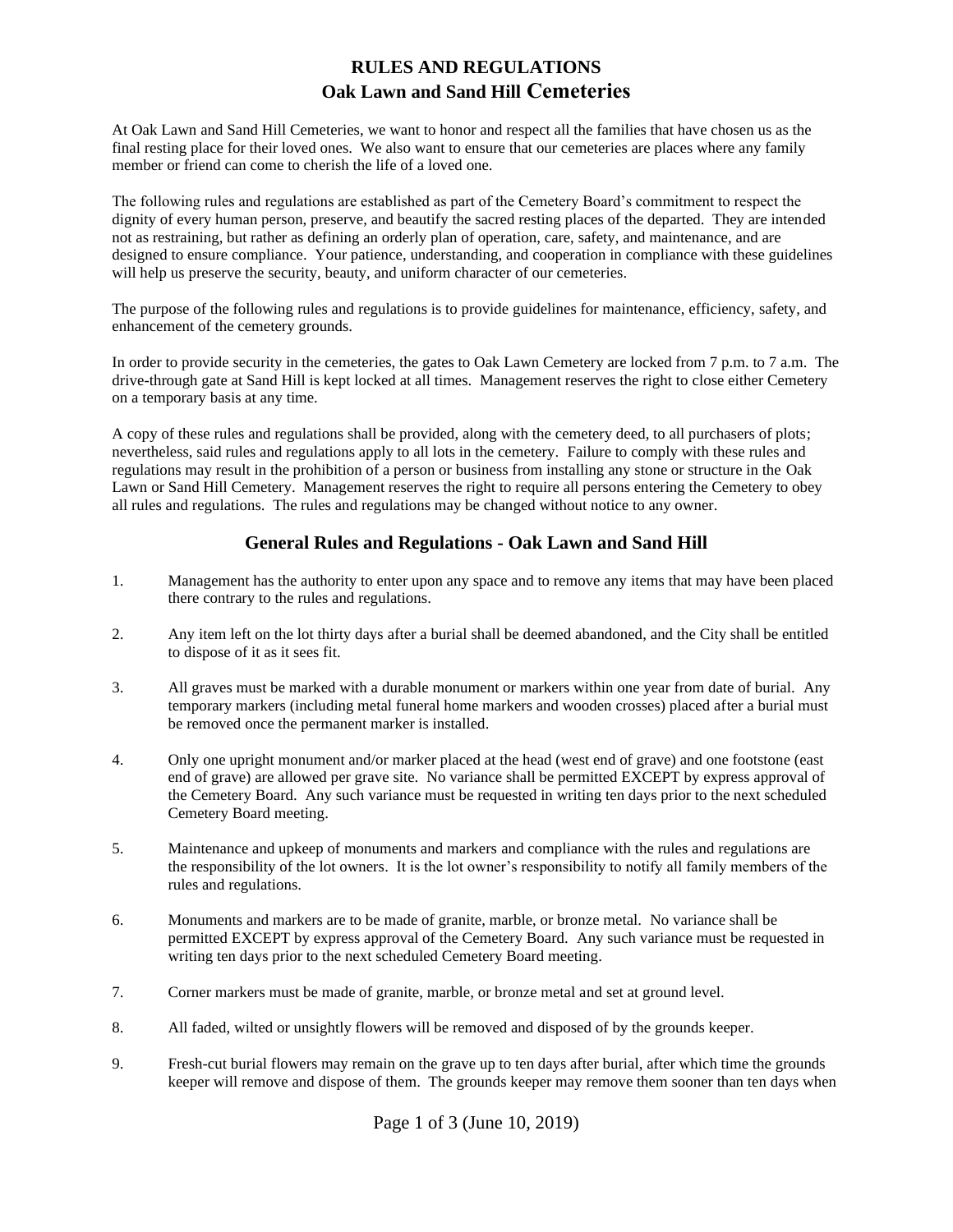# RULES AND REGULATIONS
## Oak Lawn and Sand Hill Cemeteries

At Oak Lawn and Sand Hill Cemeteries, we want to honor and respect all the families that have chosen us as the final resting place for their loved ones. We also want to ensure that our cemeteries are places where any family member or friend can come to cherish the life of a loved one.

The following rules and regulations are established as part of the Cemetery Board's commitment to respect the dignity of every human person, preserve, and beautify the sacred resting places of the departed. They are intended not as restraining, but rather as defining an orderly plan of operation, care, safety, and maintenance, and are designed to ensure compliance. Your patience, understanding, and cooperation in compliance with these guidelines will help us preserve the security, beauty, and uniform character of our cemeteries.

The purpose of the following rules and regulations is to provide guidelines for maintenance, efficiency, safety, and enhancement of the cemetery grounds.

In order to provide security in the cemeteries, the gates to Oak Lawn Cemetery are locked from 7 p.m. to 7 a.m. The drive-through gate at Sand Hill is kept locked at all times. Management reserves the right to close either Cemetery on a temporary basis at any time.

A copy of these rules and regulations shall be provided, along with the cemetery deed, to all purchasers of plots; nevertheless, said rules and regulations apply to all lots in the cemetery. Failure to comply with these rules and regulations may result in the prohibition of a person or business from installing any stone or structure in the Oak Lawn or Sand Hill Cemetery. Management reserves the right to require all persons entering the Cemetery to obey all rules and regulations. The rules and regulations may be changed without notice to any owner.

## General Rules and Regulations - Oak Lawn and Sand Hill

1. Management has the authority to enter upon any space and to remove any items that may have been placed there contrary to the rules and regulations.

2. Any item left on the lot thirty days after a burial shall be deemed abandoned, and the City shall be entitled to dispose of it as it sees fit.

3. All graves must be marked with a durable monument or markers within one year from date of burial. Any temporary markers (including metal funeral home markers and wooden crosses) placed after a burial must be removed once the permanent marker is installed.

4. Only one upright monument and/or marker placed at the head (west end of grave) and one footstone (east end of grave) are allowed per grave site. No variance shall be permitted EXCEPT by express approval of the Cemetery Board. Any such variance must be requested in writing ten days prior to the next scheduled Cemetery Board meeting.

5. Maintenance and upkeep of monuments and markers and compliance with the rules and regulations are the responsibility of the lot owners. It is the lot owner's responsibility to notify all family members of the rules and regulations.

6. Monuments and markers are to be made of granite, marble, or bronze metal. No variance shall be permitted EXCEPT by express approval of the Cemetery Board. Any such variance must be requested in writing ten days prior to the next scheduled Cemetery Board meeting.

7. Corner markers must be made of granite, marble, or bronze metal and set at ground level.

8. All faded, wilted or unsightly flowers will be removed and disposed of by the grounds keeper.

9. Fresh-cut burial flowers may remain on the grave up to ten days after burial, after which time the grounds keeper will remove and dispose of them. The grounds keeper may remove them sooner than ten days when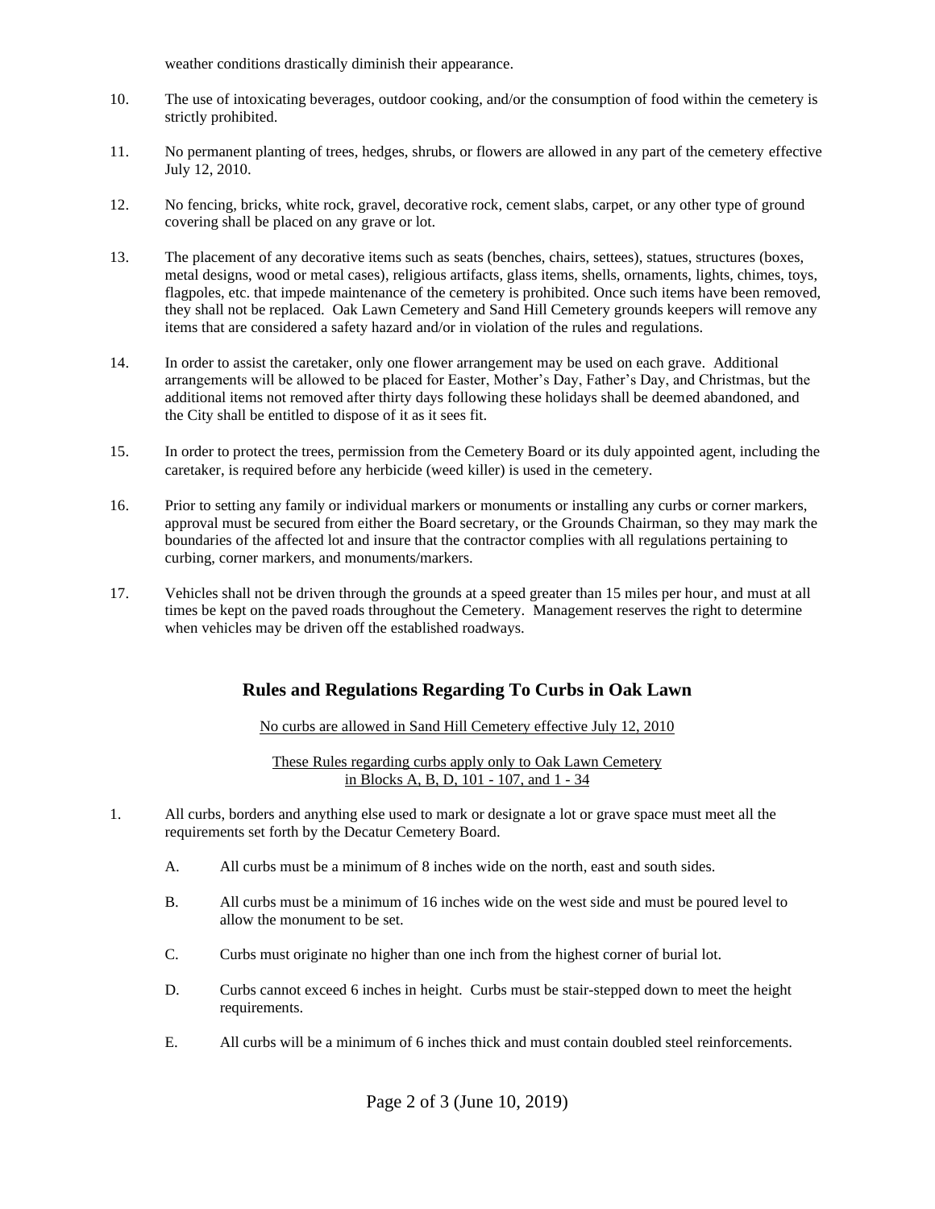weather conditions drastically diminish their appearance.

10. The use of intoxicating beverages, outdoor cooking, and/or the consumption of food within the cemetery is strictly prohibited.

11. No permanent planting of trees, hedges, shrubs, or flowers are allowed in any part of the cemetery effective July 12, 2010.

12. No fencing, bricks, white rock, gravel, decorative rock, cement slabs, carpet, or any other type of ground covering shall be placed on any grave or lot.

13. The placement of any decorative items such as seats (benches, chairs, settees), statues, structures (boxes, metal designs, wood or metal cases), religious artifacts, glass items, shells, ornaments, lights, chimes, toys, flagpoles, etc. that impede maintenance of the cemetery is prohibited. Once such items have been removed, they shall not be replaced. Oak Lawn Cemetery and Sand Hill Cemetery grounds keepers will remove any items that are considered a safety hazard and/or in violation of the rules and regulations.

14. In order to assist the caretaker, only one flower arrangement may be used on each grave. Additional arrangements will be allowed to be placed for Easter, Mother's Day, Father's Day, and Christmas, but the additional items not removed after thirty days following these holidays shall be deemed abandoned, and the City shall be entitled to dispose of it as it sees fit.

15. In order to protect the trees, permission from the Cemetery Board or its duly appointed agent, including the caretaker, is required before any herbicide (weed killer) is used in the cemetery.

16. Prior to setting any family or individual markers or monuments or installing any curbs or corner markers, approval must be secured from either the Board secretary, or the Grounds Chairman, so they may mark the boundaries of the affected lot and insure that the contractor complies with all regulations pertaining to curbing, corner markers, and monuments/markers.

17. Vehicles shall not be driven through the grounds at a speed greater than 15 miles per hour, and must at all times be kept on the paved roads throughout the Cemetery. Management reserves the right to determine when vehicles may be driven off the established roadways.

## Rules and Regulations Regarding To Curbs in Oak Lawn

No curbs are allowed in Sand Hill Cemetery effective July 12, 2010

These Rules regarding curbs apply only to Oak Lawn Cemetery in Blocks A, B, D, 101 - 107, and 1 - 34

1. All curbs, borders and anything else used to mark or designate a lot or grave space must meet all the requirements set forth by the Decatur Cemetery Board.

   A. All curbs must be a minimum of 8 inches wide on the north, east and south sides.

   B. All curbs must be a minimum of 16 inches wide on the west side and must be poured level to allow the monument to be set.

   C. Curbs must originate no higher than one inch from the highest corner of burial lot.

   D. Curbs cannot exceed 6 inches in height. Curbs must be stair-stepped down to meet the height requirements.

   E. All curbs will be a minimum of 6 inches thick and must contain doubled steel reinforcements.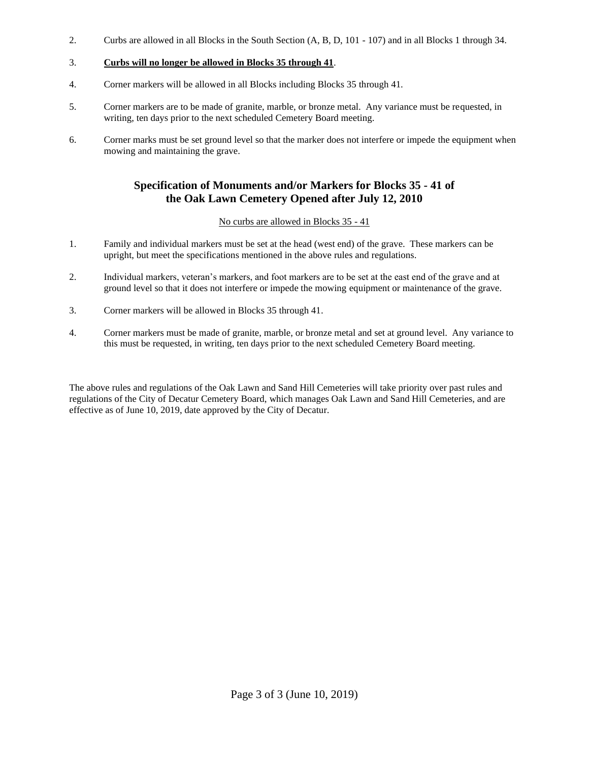2. Curbs are allowed in all Blocks in the South Section (A, B, D, 101 - 107) and in all Blocks 1 through 34.

3. **<u>Curbs will no longer be allowed in Blocks 35 through 41</u>**.

4. Corner markers will be allowed in all Blocks including Blocks 35 through 41.

5. Corner markers are to be made of granite, marble, or bronze metal. Any variance must be requested, in writing, ten days prior to the next scheduled Cemetery Board meeting.

6. Corner marks must be set ground level so that the marker does not interfere or impede the equipment when mowing and maintaining the grave.

## Specification of Monuments and/or Markers for Blocks 35 - 41 of the Oak Lawn Cemetery Opened after July 12, 2010

<u>No curbs are allowed in Blocks 35 - 41</u>

1. Family and individual markers must be set at the head (west end) of the grave. These markers can be upright, but meet the specifications mentioned in the above rules and regulations.

2. Individual markers, veteran's markers, and foot markers are to be set at the east end of the grave and at ground level so that it does not interfere or impede the mowing equipment or maintenance of the grave.

3. Corner markers will be allowed in Blocks 35 through 41.

4. Corner markers must be made of granite, marble, or bronze metal and set at ground level. Any variance to this must be requested, in writing, ten days prior to the next scheduled Cemetery Board meeting.

The above rules and regulations of the Oak Lawn and Sand Hill Cemeteries will take priority over past rules and regulations of the City of Decatur Cemetery Board, which manages Oak Lawn and Sand Hill Cemeteries, and are effective as of June 10, 2019, date approved by the City of Decatur.